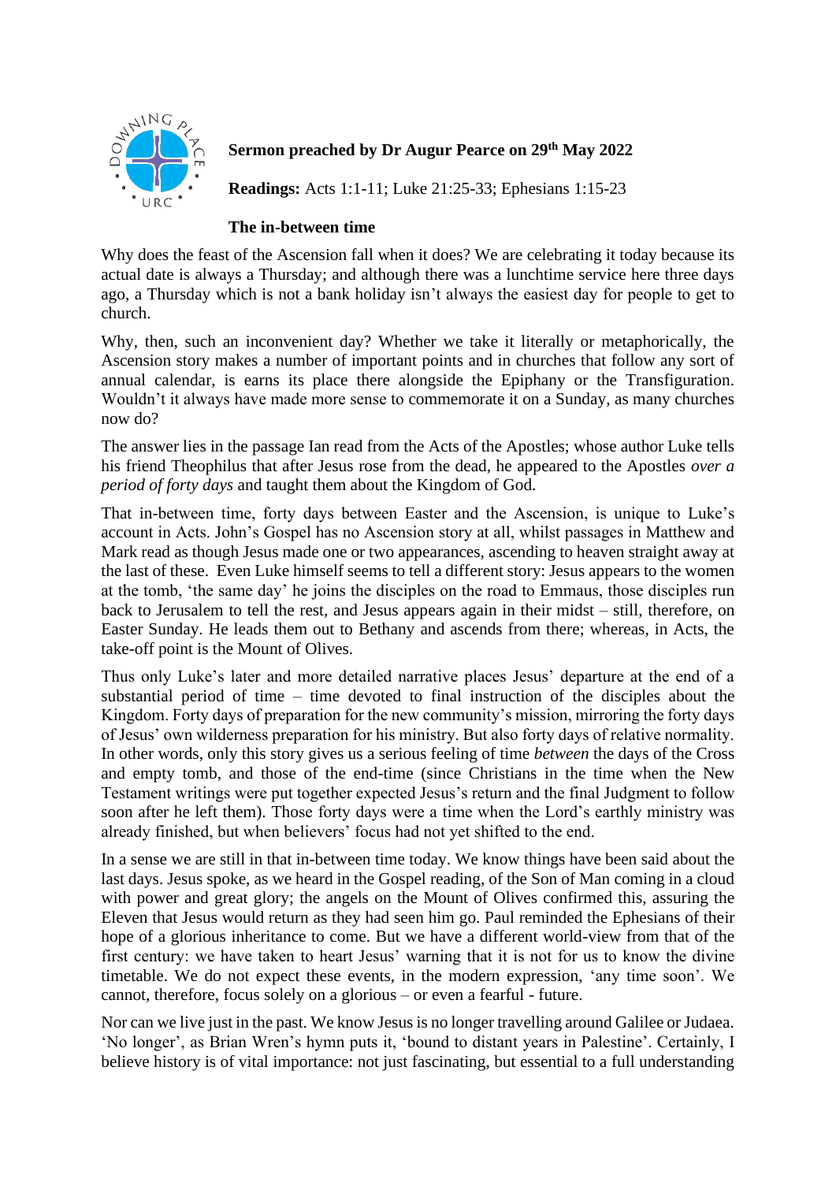**Sermon preached by Dr Augur Pearce on 29th May 2022**

**Readings:** Acts 1:1-11; Luke 21:25-33; Ephesians 1:15-23

**The in-between time**

Why does the feast of the Ascension fall when it does? We are celebrating it today because its actual date is always a Thursday; and although there was a lunchtime service here three days ago, a Thursday which is not a bank holiday isn't always the easiest day for people to get to church.

Why, then, such an inconvenient day? Whether we take it literally or metaphorically, the Ascension story makes a number of important points and in churches that follow any sort of annual calendar, is earns its place there alongside the Epiphany or the Transfiguration. Wouldn't it always have made more sense to commemorate it on a Sunday, as many churches now do?

The answer lies in the passage Ian read from the Acts of the Apostles; whose author Luke tells his friend Theophilus that after Jesus rose from the dead, he appeared to the Apostles *over a period of forty days* and taught them about the Kingdom of God.

That in-between time, forty days between Easter and the Ascension, is unique to Luke's account in Acts. John's Gospel has no Ascension story at all, whilst passages in Matthew and Mark read as though Jesus made one or two appearances, ascending to heaven straight away at the last of these. Even Luke himself seems to tell a different story: Jesus appears to the women at the tomb, 'the same day' he joins the disciples on the road to Emmaus, those disciples run back to Jerusalem to tell the rest, and Jesus appears again in their midst – still, therefore, on Easter Sunday. He leads them out to Bethany and ascends from there; whereas, in Acts, the take-off point is the Mount of Olives.

Thus only Luke's later and more detailed narrative places Jesus' departure at the end of a substantial period of time – time devoted to final instruction of the disciples about the Kingdom. Forty days of preparation for the new community's mission, mirroring the forty days of Jesus' own wilderness preparation for his ministry. But also forty days of relative normality. In other words, only this story gives us a serious feeling of time *between* the days of the Cross and empty tomb, and those of the end-time (since Christians in the time when the New Testament writings were put together expected Jesus's return and the final Judgment to follow soon after he left them). Those forty days were a time when the Lord's earthly ministry was already finished, but when believers' focus had not yet shifted to the end.

In a sense we are still in that in-between time today. We know things have been said about the last days. Jesus spoke, as we heard in the Gospel reading, of the Son of Man coming in a cloud with power and great glory; the angels on the Mount of Olives confirmed this, assuring the Eleven that Jesus would return as they had seen him go. Paul reminded the Ephesians of their hope of a glorious inheritance to come. But we have a different world-view from that of the first century: we have taken to heart Jesus' warning that it is not for us to know the divine timetable. We do not expect these events, in the modern expression, 'any time soon'. We cannot, therefore, focus solely on a glorious – or even a fearful - future.

Nor can we live just in the past. We know Jesus is no longer travelling around Galilee or Judaea. 'No longer', as Brian Wren's hymn puts it, 'bound to distant years in Palestine'. Certainly, I believe history is of vital importance: not just fascinating, but essential to a full understanding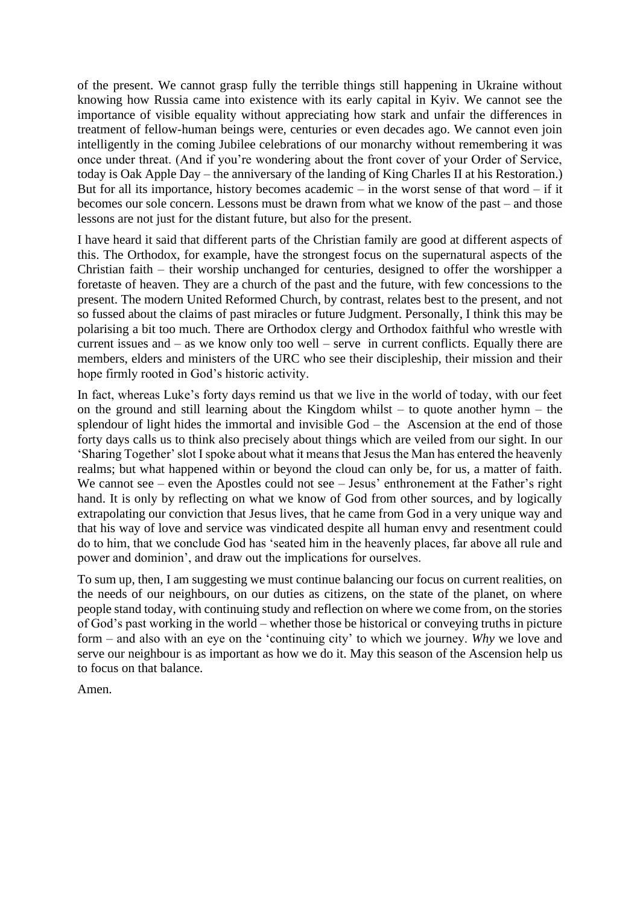of the present. We cannot grasp fully the terrible things still happening in Ukraine without knowing how Russia came into existence with its early capital in Kyiv. We cannot see the importance of visible equality without appreciating how stark and unfair the differences in treatment of fellow-human beings were, centuries or even decades ago. We cannot even join intelligently in the coming Jubilee celebrations of our monarchy without remembering it was once under threat. (And if you're wondering about the front cover of your Order of Service, today is Oak Apple Day – the anniversary of the landing of King Charles II at his Restoration.) But for all its importance, history becomes academic – in the worst sense of that word – if it becomes our sole concern. Lessons must be drawn from what we know of the past – and those lessons are not just for the distant future, but also for the present.

I have heard it said that different parts of the Christian family are good at different aspects of this. The Orthodox, for example, have the strongest focus on the supernatural aspects of the Christian faith – their worship unchanged for centuries, designed to offer the worshipper a foretaste of heaven. They are a church of the past and the future, with few concessions to the present. The modern United Reformed Church, by contrast, relates best to the present, and not so fussed about the claims of past miracles or future Judgment. Personally, I think this may be polarising a bit too much. There are Orthodox clergy and Orthodox faithful who wrestle with current issues and – as we know only too well – serve in current conflicts. Equally there are members, elders and ministers of the URC who see their discipleship, their mission and their hope firmly rooted in God's historic activity.

In fact, whereas Luke's forty days remind us that we live in the world of today, with our feet on the ground and still learning about the Kingdom whilst – to quote another hymn – the splendour of light hides the immortal and invisible God – the Ascension at the end of those forty days calls us to think also precisely about things which are veiled from our sight. In our 'Sharing Together' slot I spoke about what it means that Jesus the Man has entered the heavenly realms; but what happened within or beyond the cloud can only be, for us, a matter of faith. We cannot see – even the Apostles could not see – Jesus' enthronement at the Father's right hand. It is only by reflecting on what we know of God from other sources, and by logically extrapolating our conviction that Jesus lives, that he came from God in a very unique way and that his way of love and service was vindicated despite all human envy and resentment could do to him, that we conclude God has 'seated him in the heavenly places, far above all rule and power and dominion', and draw out the implications for ourselves.

To sum up, then, I am suggesting we must continue balancing our focus on current realities, on the needs of our neighbours, on our duties as citizens, on the state of the planet, on where people stand today, with continuing study and reflection on where we come from, on the stories of God's past working in the world – whether those be historical or conveying truths in picture form – and also with an eye on the 'continuing city' to which we journey. *Why* we love and serve our neighbour is as important as how we do it. May this season of the Ascension help us to focus on that balance.

Amen.